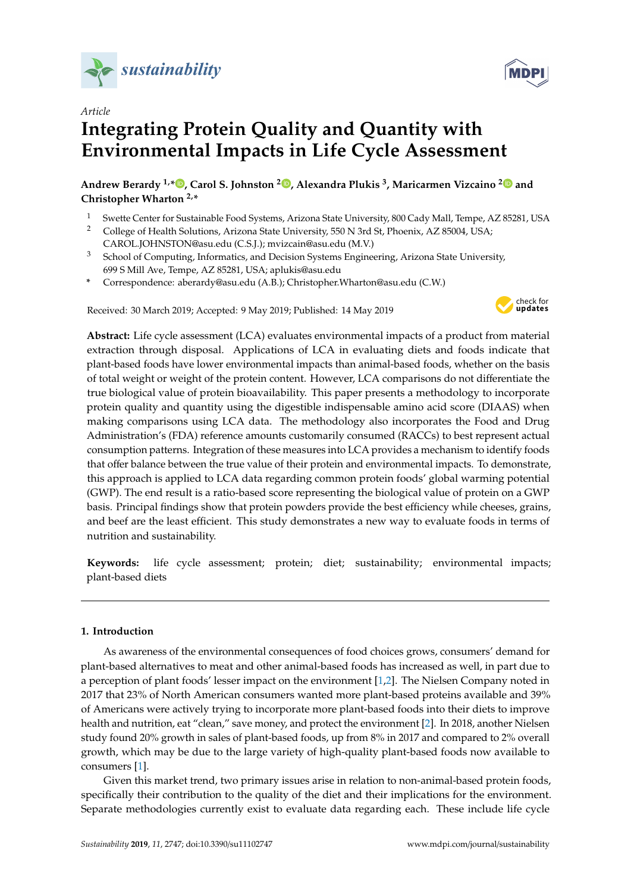*Article*

# Integrating Protein Quality and Quantity with Environmental Impacts in Life Cycle Assessment

**Andrew Berardy [1,*], Carol S. Johnston [2], Alexandra Plukis [3], Maricarmen Vizcaino [2] and Christopher Wharton [2,*]**

[1] Swette Center for Sustainable Food Systems, Arizona State University, 800 Cady Mall, Tempe, AZ 85281, USA
[2] College of Health Solutions, Arizona State University, 550 N 3rd St, Phoenix, AZ 85004, USA; CAROL.JOHNSTON@asu.edu (C.S.J.); mvizcain@asu.edu (M.V.)
[3] School of Computing, Informatics, and Decision Systems Engineering, Arizona State University, 699 S Mill Ave, Tempe, AZ 85281, USA; aplukis@asu.edu
\* Correspondence: aberardy@asu.edu (A.B.); Christopher.Wharton@asu.edu (C.W.)

Received: 30 March 2019; Accepted: 9 May 2019; Published: 14 May 2019

**Abstract:** Life cycle assessment (LCA) evaluates environmental impacts of a product from material extraction through disposal. Applications of LCA in evaluating diets and foods indicate that plant-based foods have lower environmental impacts than animal-based foods, whether on the basis of total weight or weight of the protein content. However, LCA comparisons do not differentiate the true biological value of protein bioavailability. This paper presents a methodology to incorporate protein quality and quantity using the digestible indispensable amino acid score (DIAAS) when making comparisons using LCA data. The methodology also incorporates the Food and Drug Administration's (FDA) reference amounts customarily consumed (RACCs) to best represent actual consumption patterns. Integration of these measures into LCA provides a mechanism to identify foods that offer balance between the true value of their protein and environmental impacts. To demonstrate, this approach is applied to LCA data regarding common protein foods' global warming potential (GWP). The end result is a ratio-based score representing the biological value of protein on a GWP basis. Principal findings show that protein powders provide the best efficiency while cheeses, grains, and beef are the least efficient. This study demonstrates a new way to evaluate foods in terms of nutrition and sustainability.

**Keywords:** life cycle assessment; protein; diet; sustainability; environmental impacts; plant-based diets

## 1. Introduction

As awareness of the environmental consequences of food choices grows, consumers' demand for plant-based alternatives to meat and other animal-based foods has increased as well, in part due to a perception of plant foods' lesser impact on the environment [1,2]. The Nielsen Company noted in 2017 that 23% of North American consumers wanted more plant-based proteins available and 39% of Americans were actively trying to incorporate more plant-based foods into their diets to improve health and nutrition, eat "clean," save money, and protect the environment [2]. In 2018, another Nielsen study found 20% growth in sales of plant-based foods, up from 8% in 2017 and compared to 2% overall growth, which may be due to the large variety of high-quality plant-based foods now available to consumers [1].

Given this market trend, two primary issues arise in relation to non-animal-based protein foods, specifically their contribution to the quality of the diet and their implications for the environment. Separate methodologies currently exist to evaluate data regarding each. These include life cycle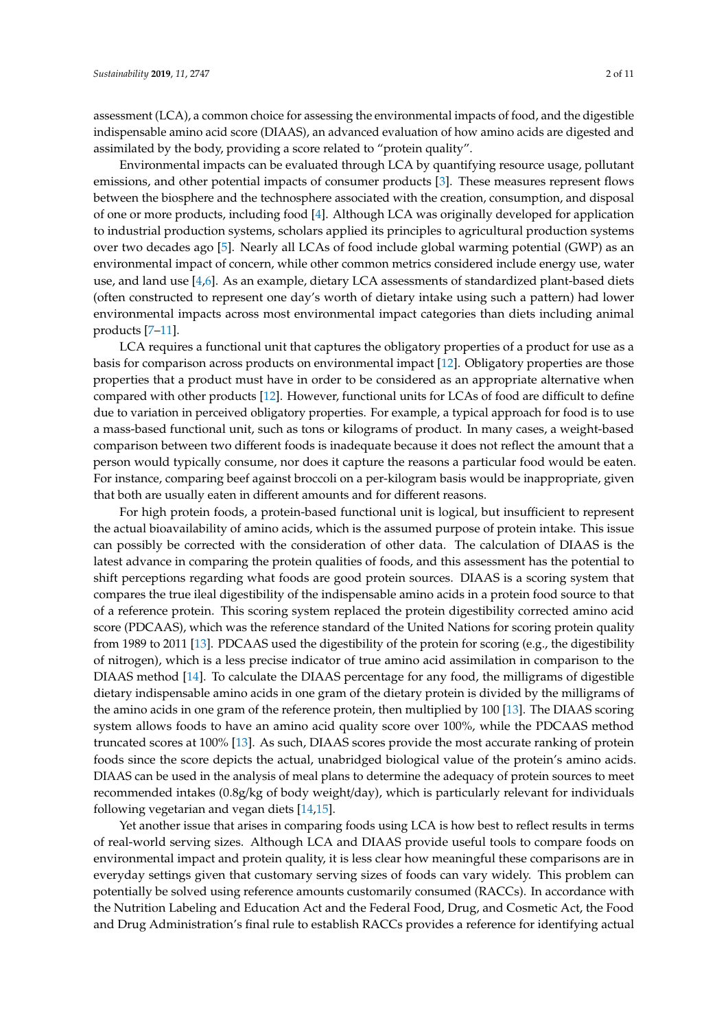assessment (LCA), a common choice for assessing the environmental impacts of food, and the digestible indispensable amino acid score (DIAAS), an advanced evaluation of how amino acids are digested and assimilated by the body, providing a score related to "protein quality".

Environmental impacts can be evaluated through LCA by quantifying resource usage, pollutant emissions, and other potential impacts of consumer products [3]. These measures represent flows between the biosphere and the technosphere associated with the creation, consumption, and disposal of one or more products, including food [4]. Although LCA was originally developed for application to industrial production systems, scholars applied its principles to agricultural production systems over two decades ago [5]. Nearly all LCAs of food include global warming potential (GWP) as an environmental impact of concern, while other common metrics considered include energy use, water use, and land use [4,6]. As an example, dietary LCA assessments of standardized plant-based diets (often constructed to represent one day's worth of dietary intake using such a pattern) had lower environmental impacts across most environmental impact categories than diets including animal products [7–11].

LCA requires a functional unit that captures the obligatory properties of a product for use as a basis for comparison across products on environmental impact [12]. Obligatory properties are those properties that a product must have in order to be considered as an appropriate alternative when compared with other products [12]. However, functional units for LCAs of food are difficult to define due to variation in perceived obligatory properties. For example, a typical approach for food is to use a mass-based functional unit, such as tons or kilograms of product. In many cases, a weight-based comparison between two different foods is inadequate because it does not reflect the amount that a person would typically consume, nor does it capture the reasons a particular food would be eaten. For instance, comparing beef against broccoli on a per-kilogram basis would be inappropriate, given that both are usually eaten in different amounts and for different reasons.

For high protein foods, a protein-based functional unit is logical, but insufficient to represent the actual bioavailability of amino acids, which is the assumed purpose of protein intake. This issue can possibly be corrected with the consideration of other data. The calculation of DIAAS is the latest advance in comparing the protein qualities of foods, and this assessment has the potential to shift perceptions regarding what foods are good protein sources. DIAAS is a scoring system that compares the true ileal digestibility of the indispensable amino acids in a protein food source to that of a reference protein. This scoring system replaced the protein digestibility corrected amino acid score (PDCAAS), which was the reference standard of the United Nations for scoring protein quality from 1989 to 2011 [13]. PDCAAS used the digestibility of the protein for scoring (e.g., the digestibility of nitrogen), which is a less precise indicator of true amino acid assimilation in comparison to the DIAAS method [14]. To calculate the DIAAS percentage for any food, the milligrams of digestible dietary indispensable amino acids in one gram of the dietary protein is divided by the milligrams of the amino acids in one gram of the reference protein, then multiplied by 100 [13]. The DIAAS scoring system allows foods to have an amino acid quality score over 100%, while the PDCAAS method truncated scores at 100% [13]. As such, DIAAS scores provide the most accurate ranking of protein foods since the score depicts the actual, unabridged biological value of the protein's amino acids. DIAAS can be used in the analysis of meal plans to determine the adequacy of protein sources to meet recommended intakes (0.8g/kg of body weight/day), which is particularly relevant for individuals following vegetarian and vegan diets [14,15].

Yet another issue that arises in comparing foods using LCA is how best to reflect results in terms of real-world serving sizes. Although LCA and DIAAS provide useful tools to compare foods on environmental impact and protein quality, it is less clear how meaningful these comparisons are in everyday settings given that customary serving sizes of foods can vary widely. This problem can potentially be solved using reference amounts customarily consumed (RACCs). In accordance with the Nutrition Labeling and Education Act and the Federal Food, Drug, and Cosmetic Act, the Food and Drug Administration's final rule to establish RACCs provides a reference for identifying actual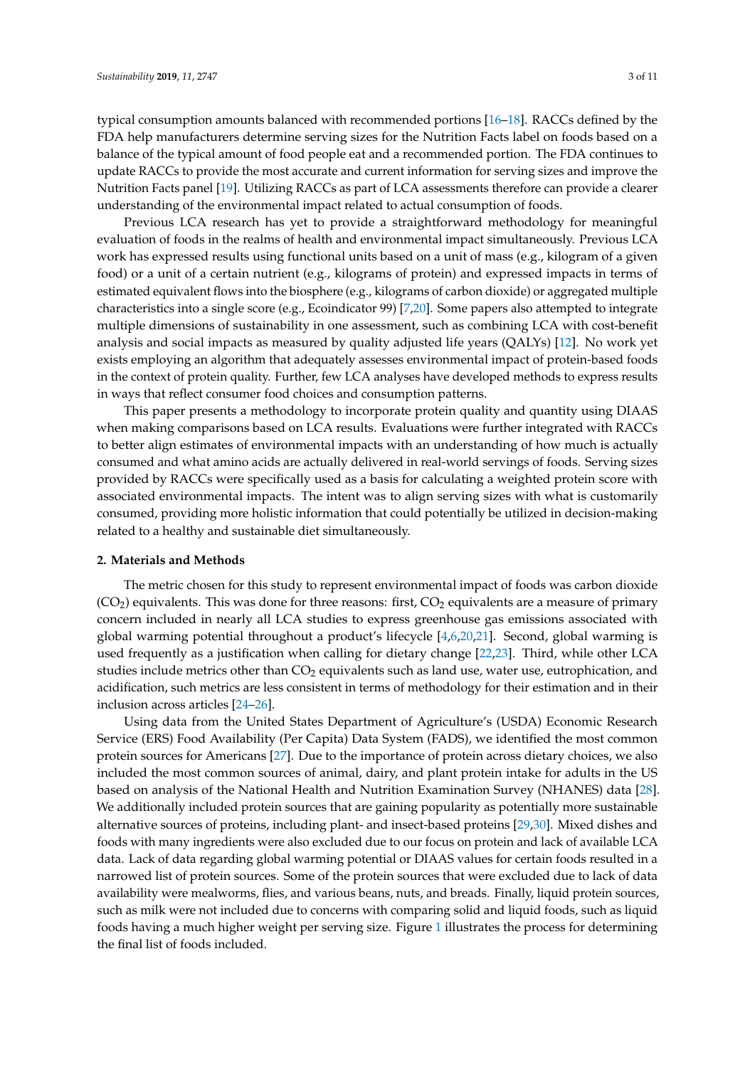typical consumption amounts balanced with recommended portions [16–18]. RACCs defined by the FDA help manufacturers determine serving sizes for the Nutrition Facts label on foods based on a balance of the typical amount of food people eat and a recommended portion. The FDA continues to update RACCs to provide the most accurate and current information for serving sizes and improve the Nutrition Facts panel [19]. Utilizing RACCs as part of LCA assessments therefore can provide a clearer understanding of the environmental impact related to actual consumption of foods.

Previous LCA research has yet to provide a straightforward methodology for meaningful evaluation of foods in the realms of health and environmental impact simultaneously. Previous LCA work has expressed results using functional units based on a unit of mass (e.g., kilogram of a given food) or a unit of a certain nutrient (e.g., kilograms of protein) and expressed impacts in terms of estimated equivalent flows into the biosphere (e.g., kilograms of carbon dioxide) or aggregated multiple characteristics into a single score (e.g., Ecoindicator 99) [7,20]. Some papers also attempted to integrate multiple dimensions of sustainability in one assessment, such as combining LCA with cost-benefit analysis and social impacts as measured by quality adjusted life years (QALYs) [12]. No work yet exists employing an algorithm that adequately assesses environmental impact of protein-based foods in the context of protein quality. Further, few LCA analyses have developed methods to express results in ways that reflect consumer food choices and consumption patterns.

This paper presents a methodology to incorporate protein quality and quantity using DIAAS when making comparisons based on LCA results. Evaluations were further integrated with RACCs to better align estimates of environmental impacts with an understanding of how much is actually consumed and what amino acids are actually delivered in real-world servings of foods. Serving sizes provided by RACCs were specifically used as a basis for calculating a weighted protein score with associated environmental impacts. The intent was to align serving sizes with what is customarily consumed, providing more holistic information that could potentially be utilized in decision-making related to a healthy and sustainable diet simultaneously.

## 2. Materials and Methods

The metric chosen for this study to represent environmental impact of foods was carbon dioxide ($CO_2$) equivalents. This was done for three reasons: first, $CO_2$ equivalents are a measure of primary concern included in nearly all LCA studies to express greenhouse gas emissions associated with global warming potential throughout a product's lifecycle [4,6,20,21]. Second, global warming is used frequently as a justification when calling for dietary change [22,23]. Third, while other LCA studies include metrics other than $CO_2$ equivalents such as land use, water use, eutrophication, and acidification, such metrics are less consistent in terms of methodology for their estimation and in their inclusion across articles [24–26].

Using data from the United States Department of Agriculture's (USDA) Economic Research Service (ERS) Food Availability (Per Capita) Data System (FADS), we identified the most common protein sources for Americans [27]. Due to the importance of protein across dietary choices, we also included the most common sources of animal, dairy, and plant protein intake for adults in the US based on analysis of the National Health and Nutrition Examination Survey (NHANES) data [28]. We additionally included protein sources that are gaining popularity as potentially more sustainable alternative sources of proteins, including plant- and insect-based proteins [29,30]. Mixed dishes and foods with many ingredients were also excluded due to our focus on protein and lack of available LCA data. Lack of data regarding global warming potential or DIAAS values for certain foods resulted in a narrowed list of protein sources. Some of the protein sources that were excluded due to lack of data availability were mealworms, flies, and various beans, nuts, and breads. Finally, liquid protein sources, such as milk were not included due to concerns with comparing solid and liquid foods, such as liquid foods having a much higher weight per serving size. Figure 1 illustrates the process for determining the final list of foods included.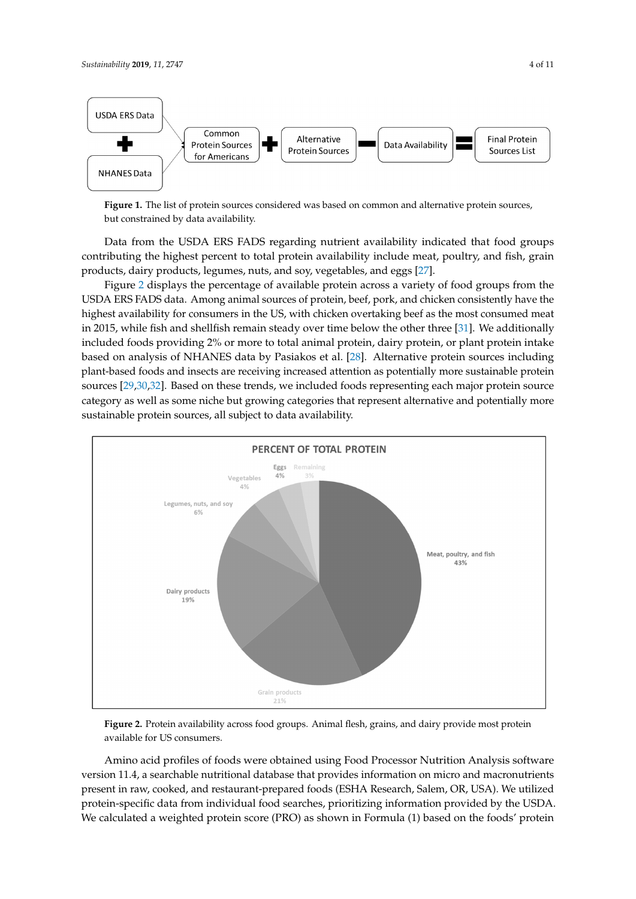USDA ERS Data + NHANES Data → Common Protein Sources for Americans + Alternative Protein Sources − Data Availability = Final Protein Sources List

**Figure 1.** The list of protein sources considered was based on common and alternative protein sources, but constrained by data availability.

Data from the USDA ERS FADS regarding nutrient availability indicated that food groups contributing the highest percent to total protein availability include meat, poultry, and fish, grain products, dairy products, legumes, nuts, and soy, vegetables, and eggs [27].

Figure 2 displays the percentage of available protein across a variety of food groups from the USDA ERS FADS data. Among animal sources of protein, beef, pork, and chicken consistently have the highest availability for consumers in the US, with chicken overtaking beef as the most consumed meat in 2015, while fish and shellfish remain steady over time below the other three [31]. We additionally included foods providing 2% or more to total animal protein, dairy protein, or plant protein intake based on analysis of NHANES data by Pasiakos et al. [28]. Alternative protein sources including plant-based foods and insects are receiving increased attention as potentially more sustainable protein sources [29,30,32]. Based on these trends, we included foods representing each major protein source category as well as some niche but growing categories that represent alternative and potentially more sustainable protein sources, all subject to data availability.

PERCENT OF TOTAL PROTEIN

| Food group | Percent |
| --- | --- |
| Meat, poultry, and fish | 43% |
| Grain products | 21% |
| Dairy products | 19% |
| Legumes, nuts, and soy | 6% |
| Vegetables | 4% |
| Eggs | 4% |
| Remaining | 3% |

**Figure 2.** Protein availability across food groups. Animal flesh, grains, and dairy provide most protein available for US consumers.

Amino acid profiles of foods were obtained using Food Processor Nutrition Analysis software version 11.4, a searchable nutritional database that provides information on micro and macronutrients present in raw, cooked, and restaurant-prepared foods (ESHA Research, Salem, OR, USA). We utilized protein-specific data from individual food searches, prioritizing information provided by the USDA. We calculated a weighted protein score (PRO) as shown in Formula (1) based on the foods' protein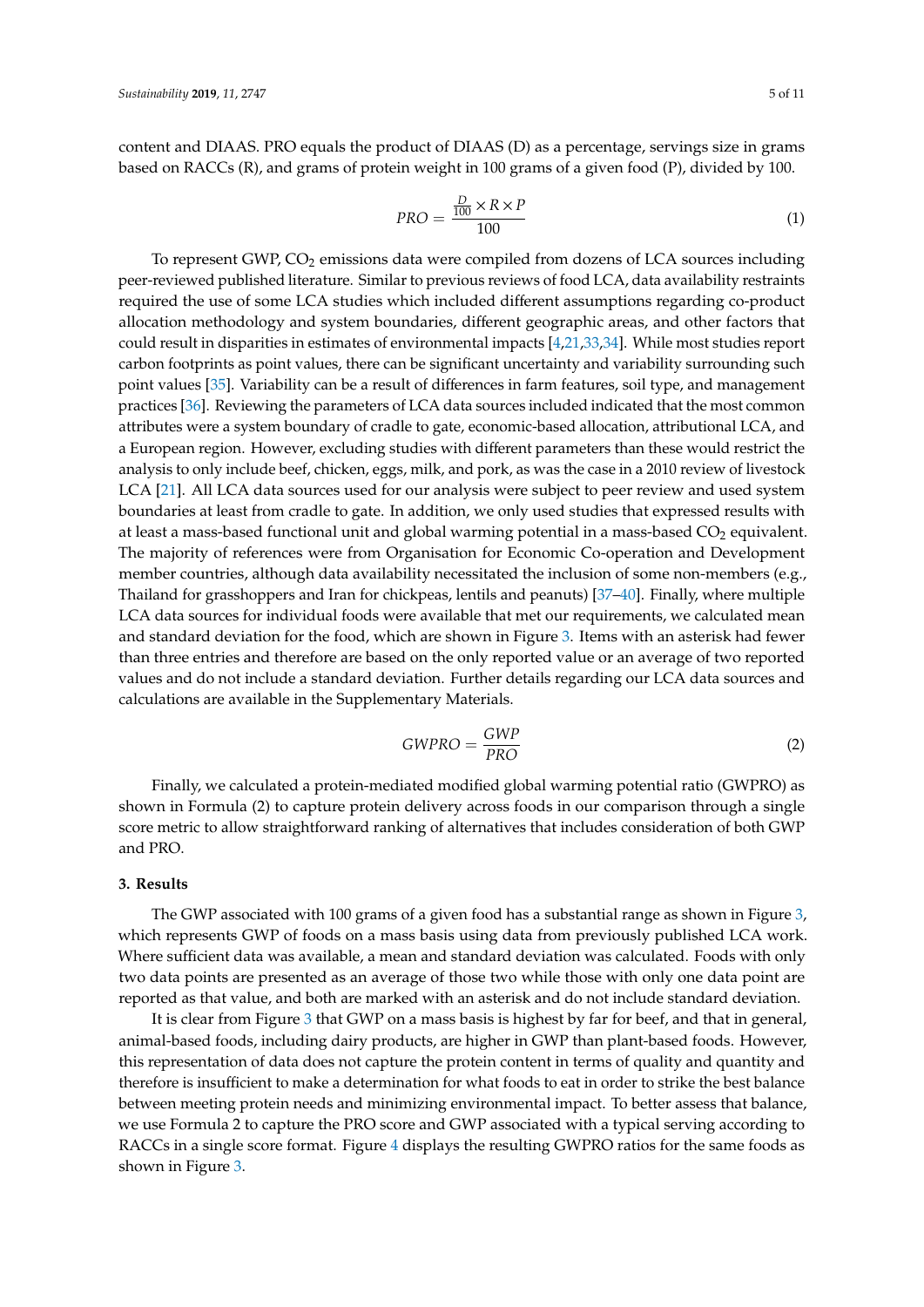content and DIAAS. PRO equals the product of DIAAS (D) as a percentage, servings size in grams based on RACCs (R), and grams of protein weight in 100 grams of a given food (P), divided by 100.

$$PRO = \frac{\frac{D}{100} \times R \times P}{100} \quad (1)$$

To represent GWP, $CO_2$ emissions data were compiled from dozens of LCA sources including peer-reviewed published literature. Similar to previous reviews of food LCA, data availability restraints required the use of some LCA studies which included different assumptions regarding co-product allocation methodology and system boundaries, different geographic areas, and other factors that could result in disparities in estimates of environmental impacts [4,21,33,34]. While most studies report carbon footprints as point values, there can be significant uncertainty and variability surrounding such point values [35]. Variability can be a result of differences in farm features, soil type, and management practices [36]. Reviewing the parameters of LCA data sources included indicated that the most common attributes were a system boundary of cradle to gate, economic-based allocation, attributional LCA, and a European region. However, excluding studies with different parameters than these would restrict the analysis to only include beef, chicken, eggs, milk, and pork, as was the case in a 2010 review of livestock LCA [21]. All LCA data sources used for our analysis were subject to peer review and used system boundaries at least from cradle to gate. In addition, we only used studies that expressed results with at least a mass-based functional unit and global warming potential in a mass-based $CO_2$ equivalent. The majority of references were from Organisation for Economic Co-operation and Development member countries, although data availability necessitated the inclusion of some non-members (e.g., Thailand for grasshoppers and Iran for chickpeas, lentils and peanuts) [37–40]. Finally, where multiple LCA data sources for individual foods were available that met our requirements, we calculated mean and standard deviation for the food, which are shown in Figure 3. Items with an asterisk had fewer than three entries and therefore are based on the only reported value or an average of two reported values and do not include a standard deviation. Further details regarding our LCA data sources and calculations are available in the Supplementary Materials.

$$GWPRO = \frac{GWP}{PRO} \quad (2)$$

Finally, we calculated a protein-mediated modified global warming potential ratio (GWPRO) as shown in Formula (2) to capture protein delivery across foods in our comparison through a single score metric to allow straightforward ranking of alternatives that includes consideration of both GWP and PRO.

## 3. Results

The GWP associated with 100 grams of a given food has a substantial range as shown in Figure 3, which represents GWP of foods on a mass basis using data from previously published LCA work. Where sufficient data was available, a mean and standard deviation was calculated. Foods with only two data points are presented as an average of those two while those with only one data point are reported as that value, and both are marked with an asterisk and do not include standard deviation.

It is clear from Figure 3 that GWP on a mass basis is highest by far for beef, and that in general, animal-based foods, including dairy products, are higher in GWP than plant-based foods. However, this representation of data does not capture the protein content in terms of quality and quantity and therefore is insufficient to make a determination for what foods to eat in order to strike the best balance between meeting protein needs and minimizing environmental impact. To better assess that balance, we use Formula 2 to capture the PRO score and GWP associated with a typical serving according to RACCs in a single score format. Figure 4 displays the resulting GWPRO ratios for the same foods as shown in Figure 3.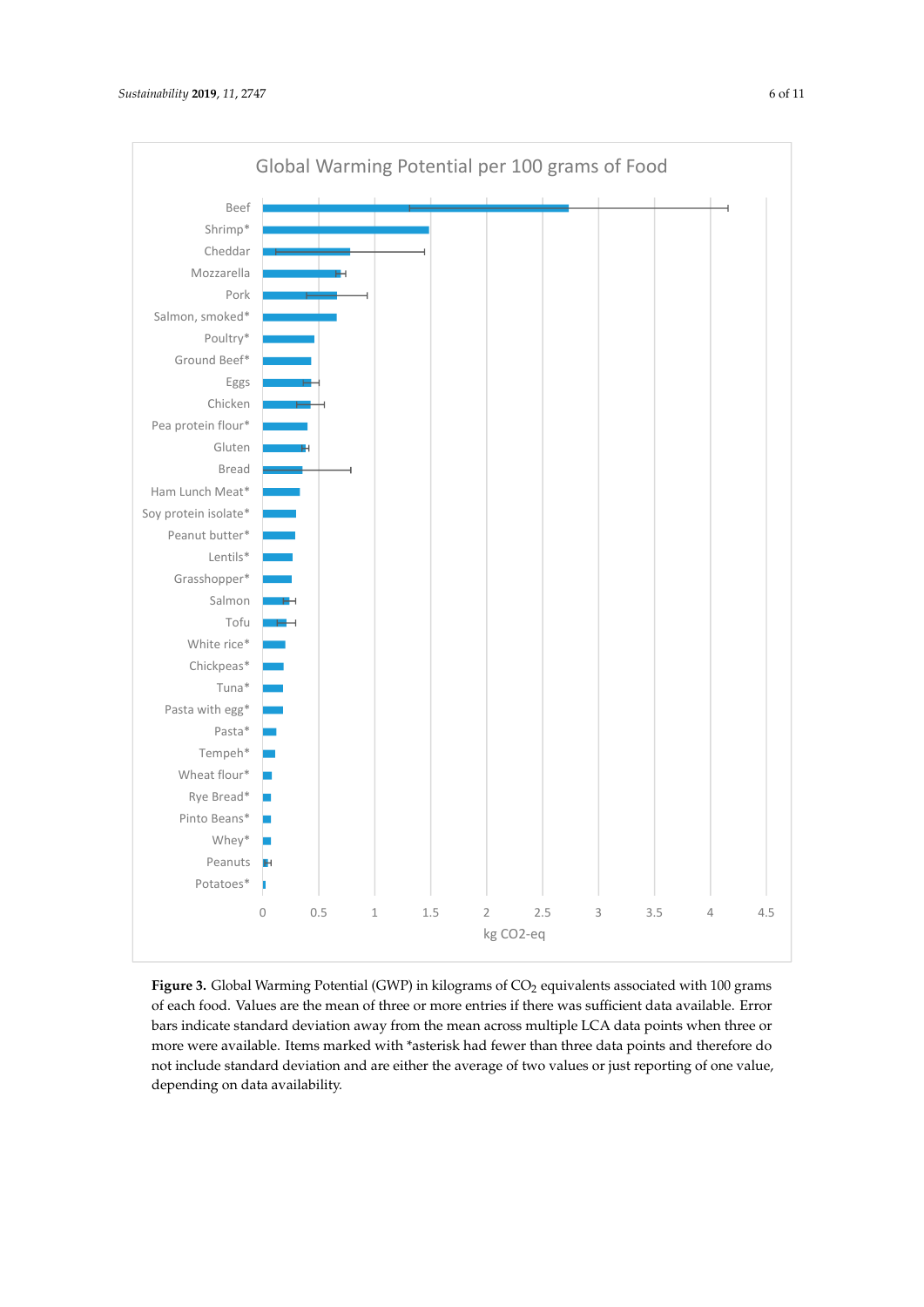**Figure 3.** Global Warming Potential (GWP) in kilograms of $CO_2$ equivalents associated with 100 grams of each food. Values are the mean of three or more entries if there was sufficient data available. Error bars indicate standard deviation away from the mean across multiple LCA data points when three or more were available. Items marked with *asterisk had fewer than three data points and therefore do not include standard deviation and are either the average of two values or just reporting of one value, depending on data availability.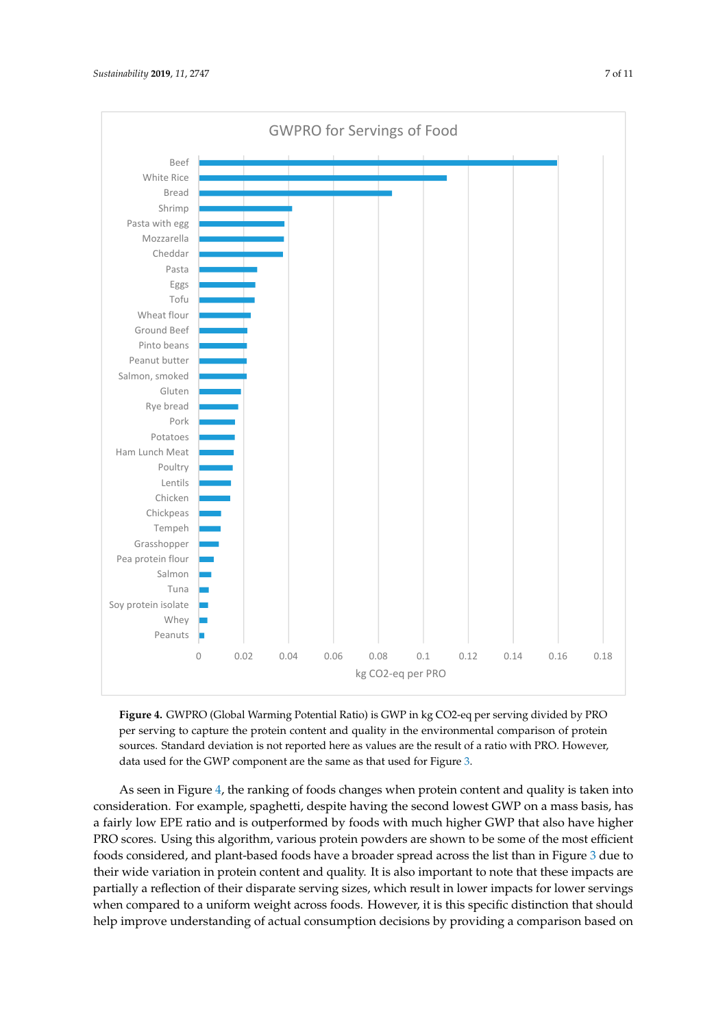**Figure 4.** GWPRO (Global Warming Potential Ratio) is GWP in kg CO2-eq per serving divided by PRO per serving to capture the protein content and quality in the environmental comparison of protein sources. Standard deviation is not reported here as values are the result of a ratio with PRO. However, data used for the GWP component are the same as that used for Figure 3.

As seen in Figure 4, the ranking of foods changes when protein content and quality is taken into consideration. For example, spaghetti, despite having the second lowest GWP on a mass basis, has a fairly low EPE ratio and is outperformed by foods with much higher GWP that also have higher PRO scores. Using this algorithm, various protein powders are shown to be some of the most efficient foods considered, and plant-based foods have a broader spread across the list than in Figure 3 due to their wide variation in protein content and quality. It is also important to note that these impacts are partially a reflection of their disparate serving sizes, which result in lower impacts for lower servings when compared to a uniform weight across foods. However, it is this specific distinction that should help improve understanding of actual consumption decisions by providing a comparison based on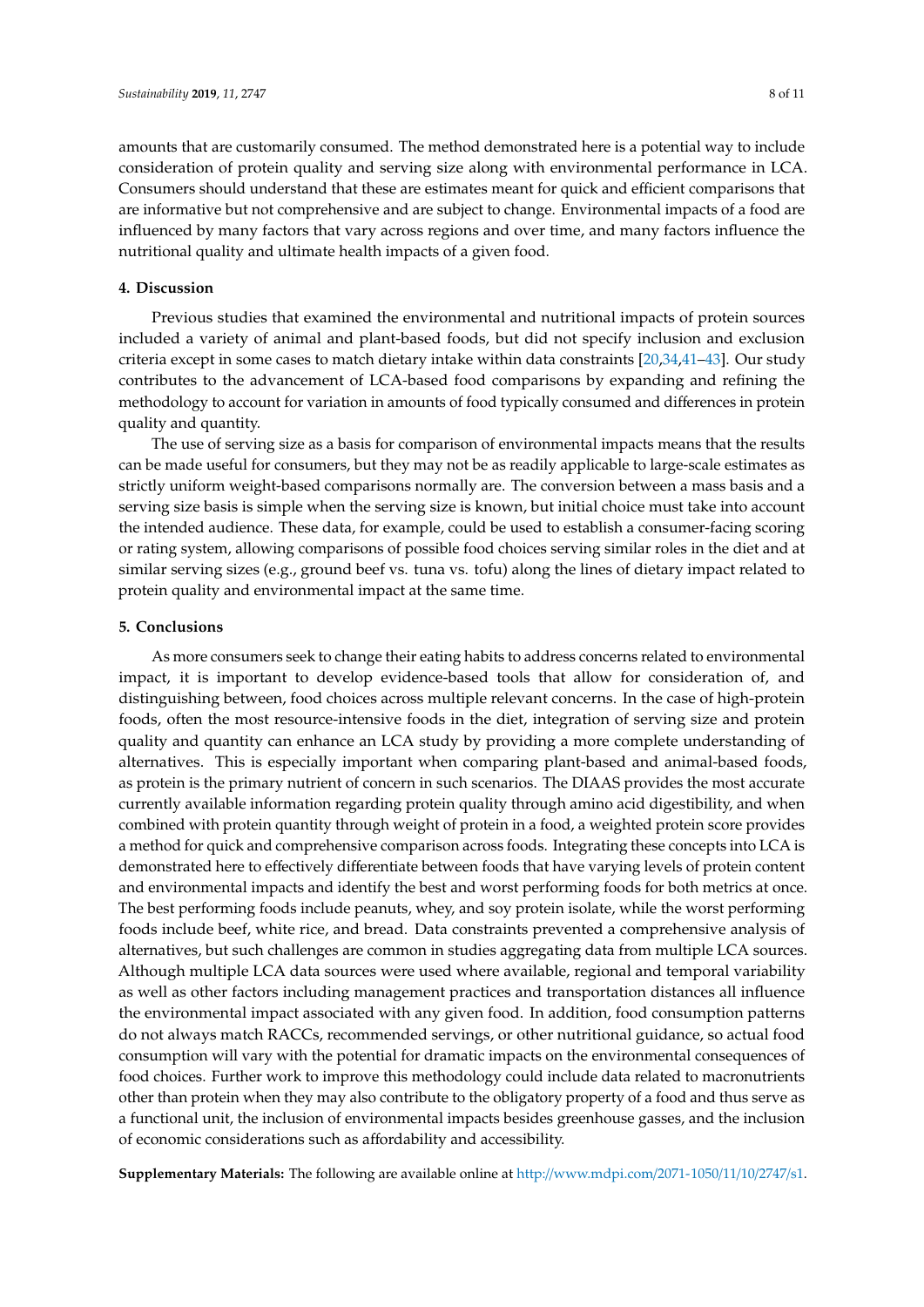amounts that are customarily consumed. The method demonstrated here is a potential way to include consideration of protein quality and serving size along with environmental performance in LCA. Consumers should understand that these are estimates meant for quick and efficient comparisons that are informative but not comprehensive and are subject to change. Environmental impacts of a food are influenced by many factors that vary across regions and over time, and many factors influence the nutritional quality and ultimate health impacts of a given food.

## 4. Discussion

Previous studies that examined the environmental and nutritional impacts of protein sources included a variety of animal and plant-based foods, but did not specify inclusion and exclusion criteria except in some cases to match dietary intake within data constraints [20,34,41–43]. Our study contributes to the advancement of LCA-based food comparisons by expanding and refining the methodology to account for variation in amounts of food typically consumed and differences in protein quality and quantity.

The use of serving size as a basis for comparison of environmental impacts means that the results can be made useful for consumers, but they may not be as readily applicable to large-scale estimates as strictly uniform weight-based comparisons normally are. The conversion between a mass basis and a serving size basis is simple when the serving size is known, but initial choice must take into account the intended audience. These data, for example, could be used to establish a consumer-facing scoring or rating system, allowing comparisons of possible food choices serving similar roles in the diet and at similar serving sizes (e.g., ground beef vs. tuna vs. tofu) along the lines of dietary impact related to protein quality and environmental impact at the same time.

## 5. Conclusions

As more consumers seek to change their eating habits to address concerns related to environmental impact, it is important to develop evidence-based tools that allow for consideration of, and distinguishing between, food choices across multiple relevant concerns. In the case of high-protein foods, often the most resource-intensive foods in the diet, integration of serving size and protein quality and quantity can enhance an LCA study by providing a more complete understanding of alternatives. This is especially important when comparing plant-based and animal-based foods, as protein is the primary nutrient of concern in such scenarios. The DIAAS provides the most accurate currently available information regarding protein quality through amino acid digestibility, and when combined with protein quantity through weight of protein in a food, a weighted protein score provides a method for quick and comprehensive comparison across foods. Integrating these concepts into LCA is demonstrated here to effectively differentiate between foods that have varying levels of protein content and environmental impacts and identify the best and worst performing foods for both metrics at once. The best performing foods include peanuts, whey, and soy protein isolate, while the worst performing foods include beef, white rice, and bread. Data constraints prevented a comprehensive analysis of alternatives, but such challenges are common in studies aggregating data from multiple LCA sources. Although multiple LCA data sources were used where available, regional and temporal variability as well as other factors including management practices and transportation distances all influence the environmental impact associated with any given food. In addition, food consumption patterns do not always match RACCs, recommended servings, or other nutritional guidance, so actual food consumption will vary with the potential for dramatic impacts on the environmental consequences of food choices. Further work to improve this methodology could include data related to macronutrients other than protein when they may also contribute to the obligatory property of a food and thus serve as a functional unit, the inclusion of environmental impacts besides greenhouse gasses, and the inclusion of economic considerations such as affordability and accessibility.

**Supplementary Materials:** The following are available online at http://www.mdpi.com/2071-1050/11/10/2747/s1.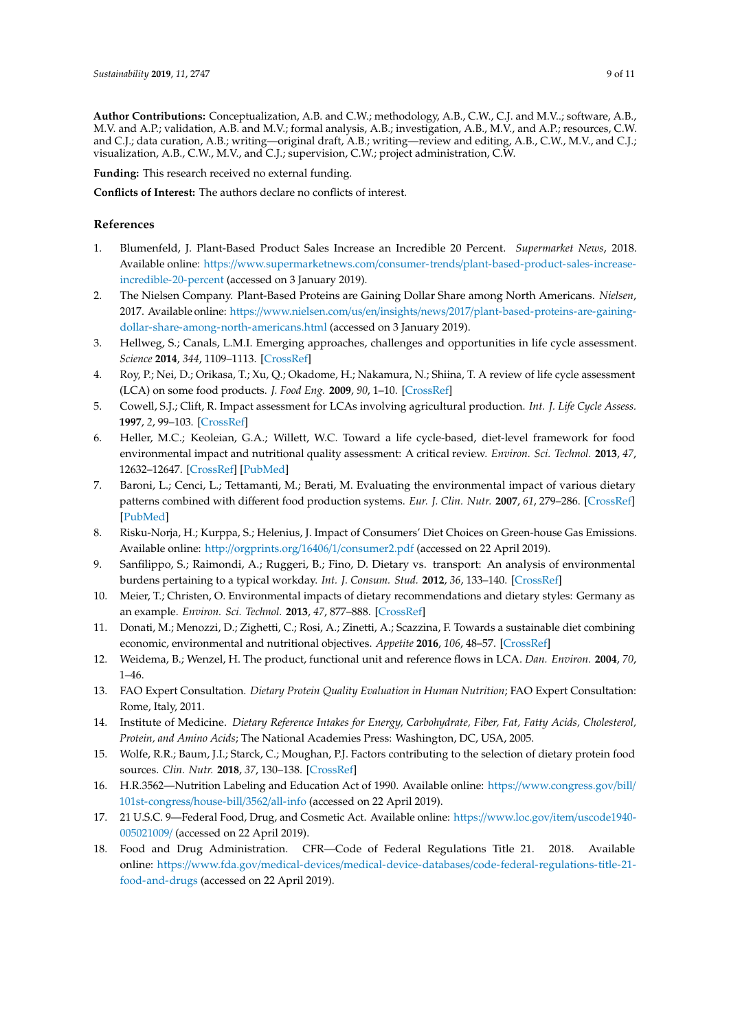**Author Contributions:** Conceptualization, A.B. and C.W.; methodology, A.B., C.W., C.J. and M.V..; software, A.B., M.V. and A.P.; validation, A.B. and M.V.; formal analysis, A.B.; investigation, A.B., M.V., and A.P.; resources, C.W. and C.J.; data curation, A.B.; writing—original draft, A.B.; writing—review and editing, A.B., C.W., M.V., and C.J.; visualization, A.B., C.W., M.V., and C.J.; supervision, C.W.; project administration, C.W.

**Funding:** This research received no external funding.

**Conflicts of Interest:** The authors declare no conflicts of interest.

## References

1. Blumenfeld, J. Plant-Based Product Sales Increase an Incredible 20 Percent. *Supermarket News*, 2018. Available online: https://www.supermarketnews.com/consumer-trends/plant-based-product-sales-increase-incredible-20-percent (accessed on 3 January 2019).
2. The Nielsen Company. Plant-Based Proteins are Gaining Dollar Share among North Americans. *Nielsen*, 2017. Available online: https://www.nielsen.com/us/en/insights/news/2017/plant-based-proteins-are-gaining-dollar-share-among-north-americans.html (accessed on 3 January 2019).
3. Hellweg, S.; Canals, L.M.I. Emerging approaches, challenges and opportunities in life cycle assessment. *Science* **2014**, *344*, 1109–1113. [CrossRef]
4. Roy, P.; Nei, D.; Orikasa, T.; Xu, Q.; Okadome, H.; Nakamura, N.; Shiina, T. A review of life cycle assessment (LCA) on some food products. *J. Food Eng.* **2009**, *90*, 1–10. [CrossRef]
5. Cowell, S.J.; Clift, R. Impact assessment for LCAs involving agricultural production. *Int. J. Life Cycle Assess.* **1997**, *2*, 99–103. [CrossRef]
6. Heller, M.C.; Keoleian, G.A.; Willett, W.C. Toward a life cycle-based, diet-level framework for food environmental impact and nutritional quality assessment: A critical review. *Environ. Sci. Technol.* **2013**, *47*, 12632–12647. [CrossRef] [PubMed]
7. Baroni, L.; Cenci, L.; Tettamanti, M.; Berati, M. Evaluating the environmental impact of various dietary patterns combined with different food production systems. *Eur. J. Clin. Nutr.* **2007**, *61*, 279–286. [CrossRef] [PubMed]
8. Risku-Norja, H.; Kurppa, S.; Helenius, J. Impact of Consumers' Diet Choices on Green-house Gas Emissions. Available online: http://orgprints.org/16406/1/consumer2.pdf (accessed on 22 April 2019).
9. Sanfilippo, S.; Raimondi, A.; Ruggeri, B.; Fino, D. Dietary vs. transport: An analysis of environmental burdens pertaining to a typical workday. *Int. J. Consum. Stud.* **2012**, *36*, 133–140. [CrossRef]
10. Meier, T.; Christen, O. Environmental impacts of dietary recommendations and dietary styles: Germany as an example. *Environ. Sci. Technol.* **2013**, *47*, 877–888. [CrossRef]
11. Donati, M.; Menozzi, D.; Zighetti, C.; Rosi, A.; Zinetti, A.; Scazzina, F. Towards a sustainable diet combining economic, environmental and nutritional objectives. *Appetite* **2016**, *106*, 48–57. [CrossRef]
12. Weidema, B.; Wenzel, H. The product, functional unit and reference flows in LCA. *Dan. Environ.* **2004**, *70*, 1–46.
13. FAO Expert Consultation. *Dietary Protein Quality Evaluation in Human Nutrition*; FAO Expert Consultation: Rome, Italy, 2011.
14. Institute of Medicine. *Dietary Reference Intakes for Energy, Carbohydrate, Fiber, Fat, Fatty Acids, Cholesterol, Protein, and Amino Acids*; The National Academies Press: Washington, DC, USA, 2005.
15. Wolfe, R.R.; Baum, J.I.; Starck, C.; Moughan, P.J. Factors contributing to the selection of dietary protein food sources. *Clin. Nutr.* **2018**, *37*, 130–138. [CrossRef]
16. H.R.3562—Nutrition Labeling and Education Act of 1990. Available online: https://www.congress.gov/bill/101st-congress/house-bill/3562/all-info (accessed on 22 April 2019).
17. 21 U.S.C. 9—Federal Food, Drug, and Cosmetic Act. Available online: https://www.loc.gov/item/uscode1940-005021009/ (accessed on 22 April 2019).
18. Food and Drug Administration. CFR—Code of Federal Regulations Title 21. 2018. Available online: https://www.fda.gov/medical-devices/medical-device-databases/code-federal-regulations-title-21-food-and-drugs (accessed on 22 April 2019).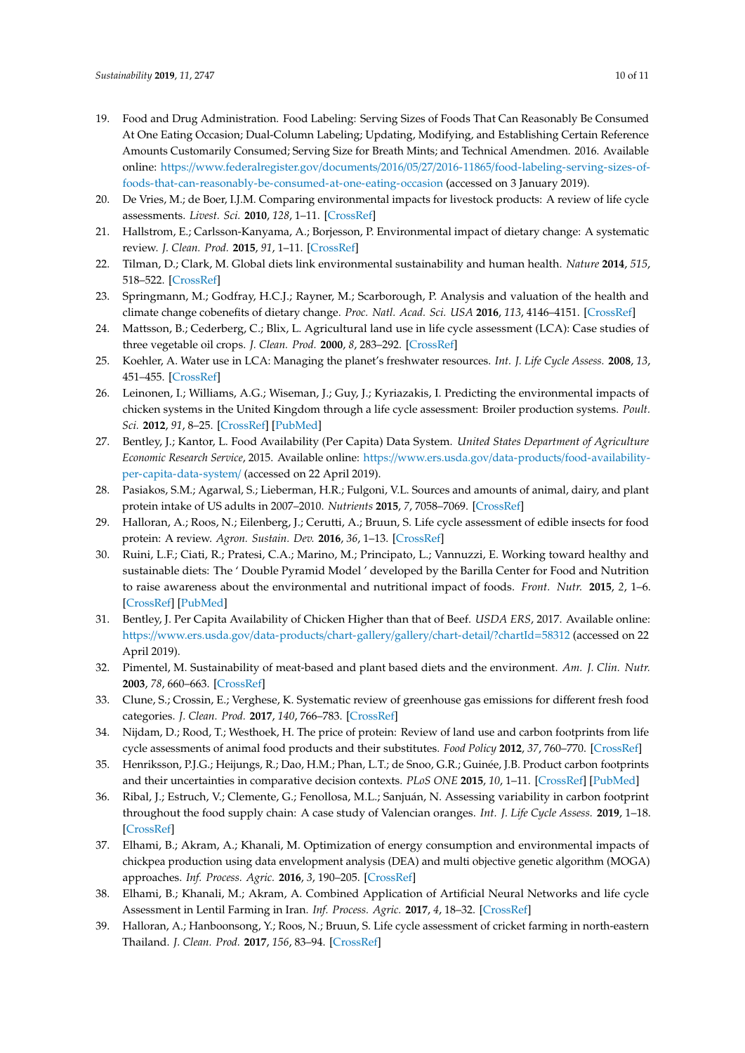19. Food and Drug Administration. Food Labeling: Serving Sizes of Foods That Can Reasonably Be Consumed At One Eating Occasion; Dual-Column Labeling; Updating, Modifying, and Establishing Certain Reference Amounts Customarily Consumed; Serving Size for Breath Mints; and Technical Amendmen. 2016. Available online: https://www.federalregister.gov/documents/2016/05/27/2016-11865/food-labeling-serving-sizes-of-foods-that-can-reasonably-be-consumed-at-one-eating-occasion (accessed on 3 January 2019).
20. De Vries, M.; de Boer, I.J.M. Comparing environmental impacts for livestock products: A review of life cycle assessments. *Livest. Sci.* **2010**, *128*, 1–11. [CrossRef]
21. Hallstrom, E.; Carlsson-Kanyama, A.; Borjesson, P. Environmental impact of dietary change: A systematic review. *J. Clean. Prod.* **2015**, *91*, 1–11. [CrossRef]
22. Tilman, D.; Clark, M. Global diets link environmental sustainability and human health. *Nature* **2014**, *515*, 518–522. [CrossRef]
23. Springmann, M.; Godfray, H.C.J.; Rayner, M.; Scarborough, P. Analysis and valuation of the health and climate change cobenefits of dietary change. *Proc. Natl. Acad. Sci. USA* **2016**, *113*, 4146–4151. [CrossRef]
24. Mattsson, B.; Cederberg, C.; Blix, L. Agricultural land use in life cycle assessment (LCA): Case studies of three vegetable oil crops. *J. Clean. Prod.* **2000**, *8*, 283–292. [CrossRef]
25. Koehler, A. Water use in LCA: Managing the planet's freshwater resources. *Int. J. Life Cycle Assess.* **2008**, *13*, 451–455. [CrossRef]
26. Leinonen, I.; Williams, A.G.; Wiseman, J.; Guy, J.; Kyriazakis, I. Predicting the environmental impacts of chicken systems in the United Kingdom through a life cycle assessment: Broiler production systems. *Poult. Sci.* **2012**, *91*, 8–25. [CrossRef] [PubMed]
27. Bentley, J.; Kantor, L. Food Availability (Per Capita) Data System. *United States Department of Agriculture Economic Research Service*, 2015. Available online: https://www.ers.usda.gov/data-products/food-availability-per-capita-data-system/ (accessed on 22 April 2019).
28. Pasiakos, S.M.; Agarwal, S.; Lieberman, H.R.; Fulgoni, V.L. Sources and amounts of animal, dairy, and plant protein intake of US adults in 2007–2010. *Nutrients* **2015**, *7*, 7058–7069. [CrossRef]
29. Halloran, A.; Roos, N.; Eilenberg, J.; Cerutti, A.; Bruun, S. Life cycle assessment of edible insects for food protein: A review. *Agron. Sustain. Dev.* **2016**, *36*, 1–13. [CrossRef]
30. Ruini, L.F.; Ciati, R.; Pratesi, C.A.; Marino, M.; Principato, L.; Vannuzzi, E. Working toward healthy and sustainable diets: The ' Double Pyramid Model ' developed by the Barilla Center for Food and Nutrition to raise awareness about the environmental and nutritional impact of foods. *Front. Nutr.* **2015**, *2*, 1–6. [CrossRef] [PubMed]
31. Bentley, J. Per Capita Availability of Chicken Higher than that of Beef. *USDA ERS*, 2017. Available online: https://www.ers.usda.gov/data-products/chart-gallery/gallery/chart-detail/?chartId=58312 (accessed on 22 April 2019).
32. Pimentel, M. Sustainability of meat-based and plant based diets and the environment. *Am. J. Clin. Nutr.* **2003**, *78*, 660–663. [CrossRef]
33. Clune, S.; Crossin, E.; Verghese, K. Systematic review of greenhouse gas emissions for different fresh food categories. *J. Clean. Prod.* **2017**, *140*, 766–783. [CrossRef]
34. Nijdam, D.; Rood, T.; Westhoek, H. The price of protein: Review of land use and carbon footprints from life cycle assessments of animal food products and their substitutes. *Food Policy* **2012**, *37*, 760–770. [CrossRef]
35. Henriksson, P.J.G.; Heijungs, R.; Dao, H.M.; Phan, L.T.; de Snoo, G.R.; Guinée, J.B. Product carbon footprints and their uncertainties in comparative decision contexts. *PLoS ONE* **2015**, *10*, 1–11. [CrossRef] [PubMed]
36. Ribal, J.; Estruch, V.; Clemente, G.; Fenollosa, M.L.; Sanjuán, N. Assessing variability in carbon footprint throughout the food supply chain: A case study of Valencian oranges. *Int. J. Life Cycle Assess.* **2019**, 1–18. [CrossRef]
37. Elhami, B.; Akram, A.; Khanali, M. Optimization of energy consumption and environmental impacts of chickpea production using data envelopment analysis (DEA) and multi objective genetic algorithm (MOGA) approaches. *Inf. Process. Agric.* **2016**, *3*, 190–205. [CrossRef]
38. Elhami, B.; Khanali, M.; Akram, A. Combined Application of Artificial Neural Networks and life cycle Assessment in Lentil Farming in Iran. *Inf. Process. Agric.* **2017**, *4*, 18–32. [CrossRef]
39. Halloran, A.; Hanboonsong, Y.; Roos, N.; Bruun, S. Life cycle assessment of cricket farming in north-eastern Thailand. *J. Clean. Prod.* **2017**, *156*, 83–94. [CrossRef]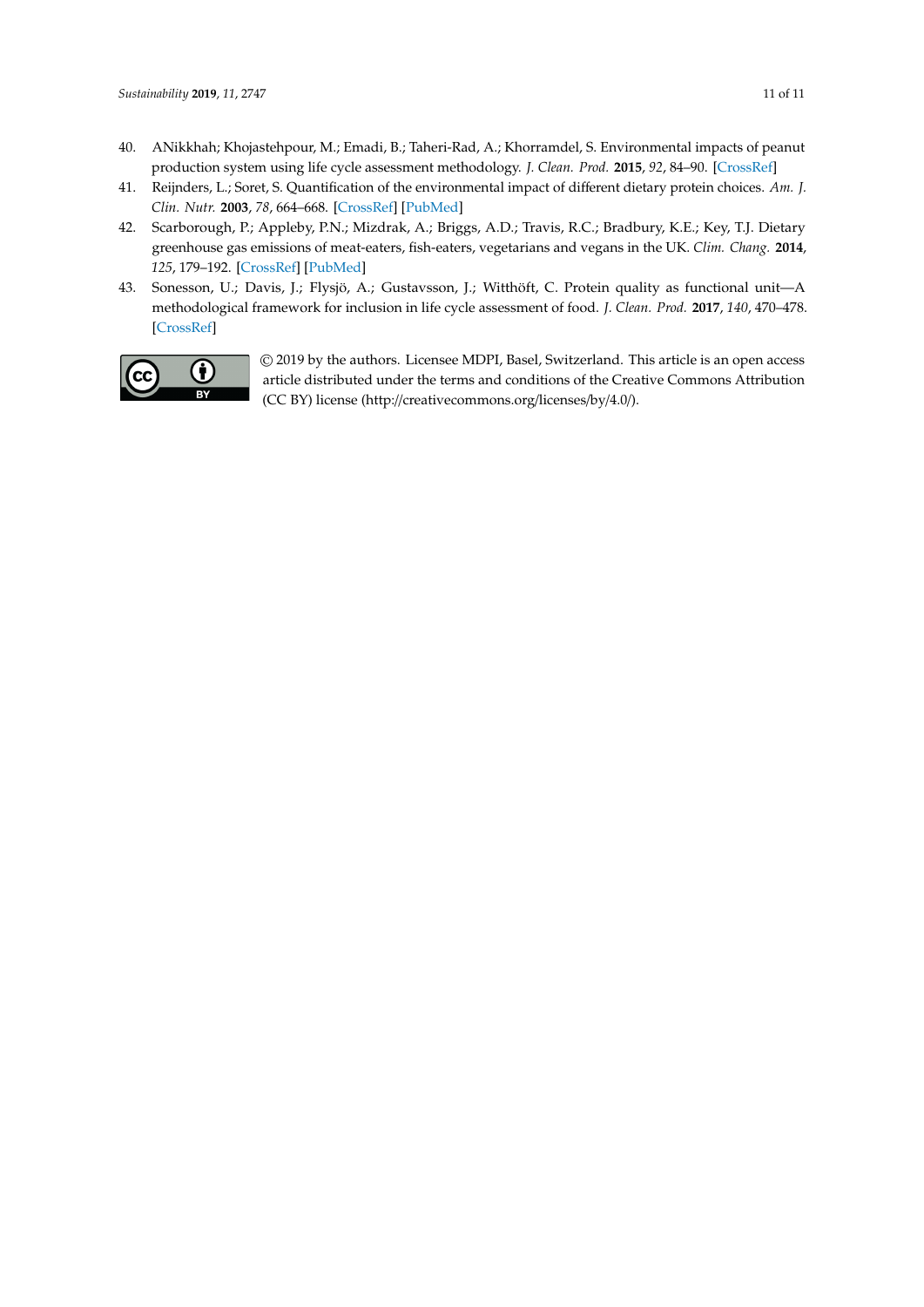40. ANikkhah; Khojastehpour, M.; Emadi, B.; Taheri-Rad, A.; Khorramdel, S. Environmental impacts of peanut production system using life cycle assessment methodology. *J. Clean. Prod.* **2015**, *92*, 84–90. [CrossRef]
41. Reijnders, L.; Soret, S. Quantification of the environmental impact of different dietary protein choices. *Am. J. Clin. Nutr.* **2003**, *78*, 664–668. [CrossRef] [PubMed]
42. Scarborough, P.; Appleby, P.N.; Mizdrak, A.; Briggs, A.D.; Travis, R.C.; Bradbury, K.E.; Key, T.J. Dietary greenhouse gas emissions of meat-eaters, fish-eaters, vegetarians and vegans in the UK. *Clim. Chang.* **2014**, *125*, 179–192. [CrossRef] [PubMed]
43. Sonesson, U.; Davis, J.; Flysjö, A.; Gustavsson, J.; Witthöft, C. Protein quality as functional unit—A methodological framework for inclusion in life cycle assessment of food. *J. Clean. Prod.* **2017**, *140*, 470–478. [CrossRef]

© 2019 by the authors. Licensee MDPI, Basel, Switzerland. This article is an open access article distributed under the terms and conditions of the Creative Commons Attribution (CC BY) license (http://creativecommons.org/licenses/by/4.0/).